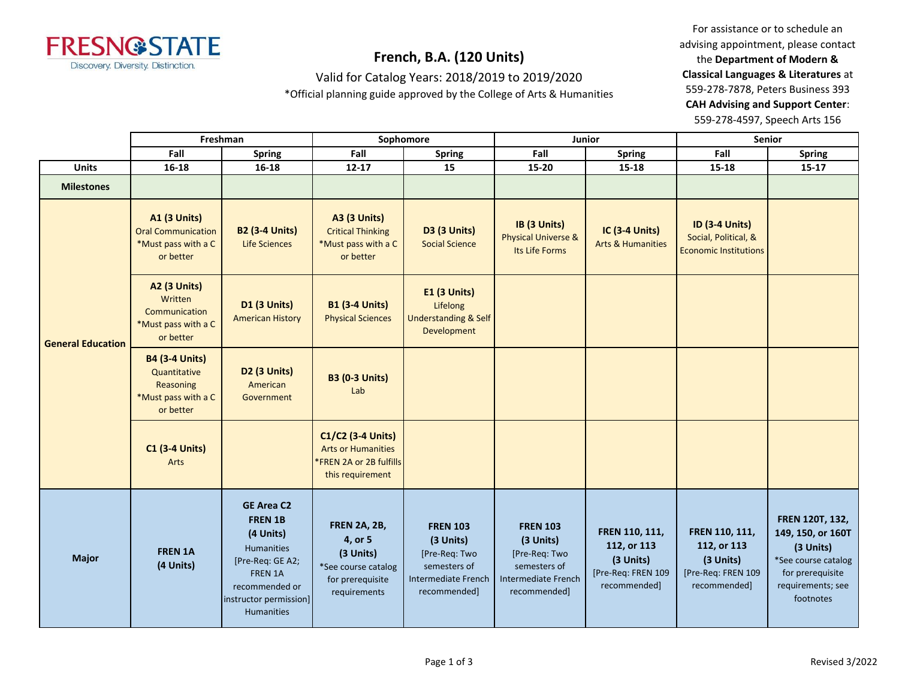# French, B.A. (120 Units)

Valid for Catalog Years: 2018/2019 to 2019/2020

*Official planning guide approved by the College of Arts & Humanities

For assistance or to schedule an advising appointment, please contact the **Department of Modern & Classical Languages & Literatures** at 559-278-7878, Peters Business 393
**CAH Advising and Support Center**: 559-278-4597, Speech Arts 156

| | Freshman | | Sophomore | | Junior | | Senior | |
|---|---|---|---|---|---|---|---|---|
| | **Fall** | **Spring** | **Fall** | **Spring** | **Fall** | **Spring** | **Fall** | **Spring** |
| **Units** | **16-18** | **16-18** | **12-17** | **15** | **15-20** | **15-18** | **15-18** | **15-17** |
| **Milestones** | | | | | | | | |
| **General Education** | **A1 (3 Units)** Oral Communication *Must pass with a C or better | **B2 (3-4 Units)** Life Sciences | **A3 (3 Units)** Critical Thinking *Must pass with a C or better | **D3 (3 Units)** Social Science | **IB (3 Units)** Physical Universe & Its Life Forms | **IC (3-4 Units)** Arts & Humanities | **ID (3-4 Units)** Social, Political, & Economic Institutions | |
| | **A2 (3 Units)** Written Communication *Must pass with a C or better | **D1 (3 Units)** American History | **B1 (3-4 Units)** Physical Sciences | **E1 (3 Units)** Lifelong Understanding & Self Development | | | | |
| | **B4 (3-4 Units)** Quantitative Reasoning *Must pass with a C or better | **D2 (3 Units)** American Government | **B3 (0-3 Units)** Lab | | | | | |
| | **C1 (3-4 Units)** Arts | | **C1/C2 (3-4 Units)** Arts or Humanities *FREN 2A or 2B fulfills this requirement | | | | | |
| **Major** | **FREN 1A (4 Units)** | **GE Area C2 FREN 1B (4 Units)** Humanities [Pre-Req: GE A2; FREN 1A recommended or instructor permission] Humanities | **FREN 2A, 2B, 4, or 5 (3 Units)** *See course catalog for prerequisite requirements | **FREN 103 (3 Units)** [Pre-Req: Two semesters of Intermediate French recommended] | **FREN 103 (3 Units)** [Pre-Req: Two semesters of Intermediate French recommended] | **FREN 110, 111, 112, or 113 (3 Units)** [Pre-Req: FREN 109 recommended] | **FREN 110, 111, 112, or 113 (3 Units)** [Pre-Req: FREN 109 recommended] | **FREN 120T, 132, 149, 150, or 160T (3 Units)** *See course catalog for prerequisite requirements; see footnotes |

Revised 3/2022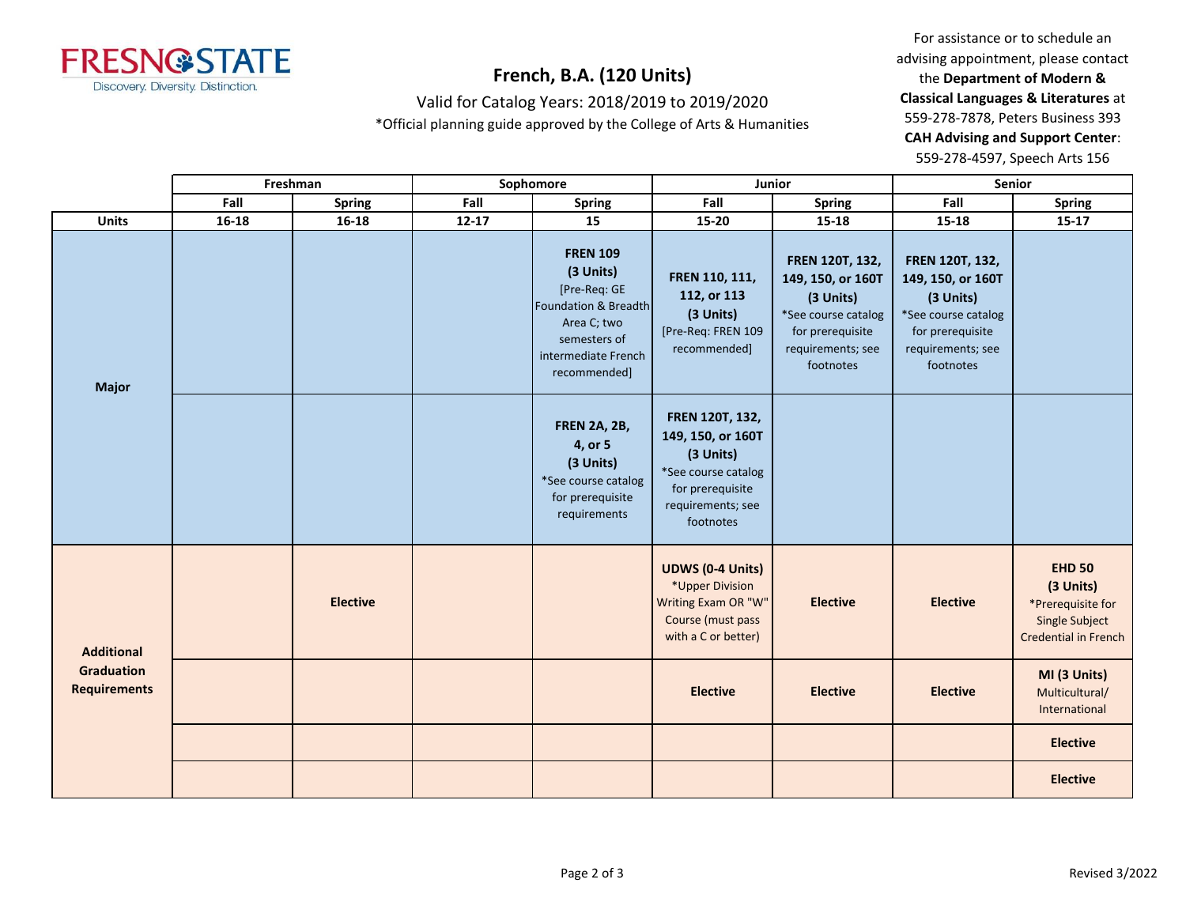# French, B.A. (120 Units)

Valid for Catalog Years: 2018/2019 to 2019/2020

*Official planning guide approved by the College of Arts & Humanities

For assistance or to schedule an advising appointment, please contact the **Department of Modern & Classical Languages & Literatures** at 559-278-7878, Peters Business 393
**CAH Advising and Support Center**: 559-278-4597, Speech Arts 156

| | Freshman | | Sophomore | | Junior | | Senior | |
|---|---|---|---|---|---|---|---|---|
| | Fall | Spring | Fall | Spring | Fall | Spring | Fall | Spring |
| **Units** | 16-18 | 16-18 | 12-17 | 15 | 15-20 | 15-18 | 15-18 | 15-17 |
| **Major** | | | | **FREN 109 (3 Units)** [Pre-Req: GE Foundation & Breadth Area C; two semesters of intermediate French recommended] | **FREN 110, 111, 112, or 113 (3 Units)** [Pre-Req: FREN 109 recommended] | **FREN 120T, 132, 149, 150, or 160T (3 Units)** *See course catalog for prerequisite requirements; see footnotes | **FREN 120T, 132, 149, 150, or 160T (3 Units)** *See course catalog for prerequisite requirements; see footnotes | |
| **Major** | | | | **FREN 2A, 2B, 4, or 5 (3 Units)** *See course catalog for prerequisite requirements | **FREN 120T, 132, 149, 150, or 160T (3 Units)** *See course catalog for prerequisite requirements; see footnotes | | | |
| **Additional Graduation Requirements** | | **Elective** | | | **UDWS (0-4 Units)** *Upper Division Writing Exam OR "W" Course (must pass with a C or better) | **Elective** | **Elective** | **EHD 50 (3 Units)** *Prerequisite for Single Subject Credential in French |
| **Additional Graduation Requirements** | | | | | **Elective** | **Elective** | **Elective** | **MI (3 Units)** Multicultural/ International |
| **Additional Graduation Requirements** | | | | | | | | **Elective** |
| **Additional Graduation Requirements** | | | | | | | | **Elective** |

Revised 3/2022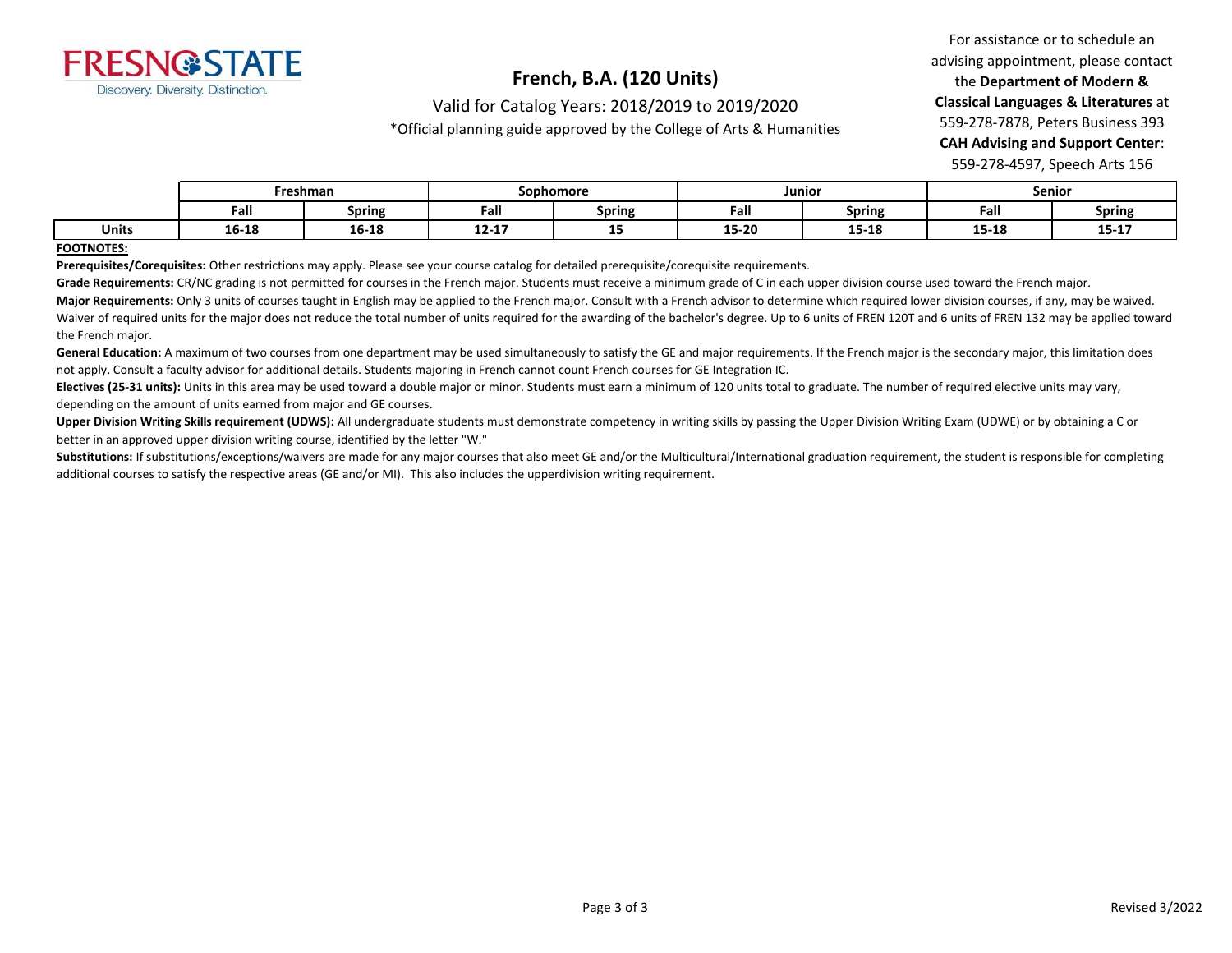# French, B.A. (120 Units)

Valid for Catalog Years: 2018/2019 to 2019/2020

*Official planning guide approved by the College of Arts & Humanities

For assistance or to schedule an advising appointment, please contact the **Department of Modern & Classical Languages & Literatures** at 559-278-7878, Peters Business 393
**CAH Advising and Support Center**: 559-278-4597, Speech Arts 156

| | Freshman | | Sophomore | | Junior | | Senior | |
|---|---|---|---|---|---|---|---|---|
| | **Fall** | **Spring** | **Fall** | **Spring** | **Fall** | **Spring** | **Fall** | **Spring** |
| **Units** | **16-18** | **16-18** | **12-17** | **15** | **15-20** | **15-18** | **15-18** | **15-17** |

**FOOTNOTES:**

**Prerequisites/Corequisites:** Other restrictions may apply. Please see your course catalog for detailed prerequisite/corequisite requirements.

**Grade Requirements:** CR/NC grading is not permitted for courses in the French major. Students must receive a minimum grade of C in each upper division course used toward the French major.

**Major Requirements:** Only 3 units of courses taught in English may be applied to the French major. Consult with a French advisor to determine which required lower division courses, if any, may be waived. Waiver of required units for the major does not reduce the total number of units required for the awarding of the bachelor's degree. Up to 6 units of FREN 120T and 6 units of FREN 132 may be applied toward the French major.

**General Education:** A maximum of two courses from one department may be used simultaneously to satisfy the GE and major requirements. If the French major is the secondary major, this limitation does not apply. Consult a faculty advisor for additional details. Students majoring in French cannot count French courses for GE Integration IC.

**Electives (25-31 units):** Units in this area may be used toward a double major or minor. Students must earn a minimum of 120 units total to graduate. The number of required elective units may vary, depending on the amount of units earned from major and GE courses.

**Upper Division Writing Skills requirement (UDWS):** All undergraduate students must demonstrate competency in writing skills by passing the Upper Division Writing Exam (UDWE) or by obtaining a C or better in an approved upper division writing course, identified by the letter "W."

**Substitutions:** If substitutions/exceptions/waivers are made for any major courses that also meet GE and/or the Multicultural/International graduation requirement, the student is responsible for completing additional courses to satisfy the respective areas (GE and/or MI). This also includes the upperdivision writing requirement.

Revised 3/2022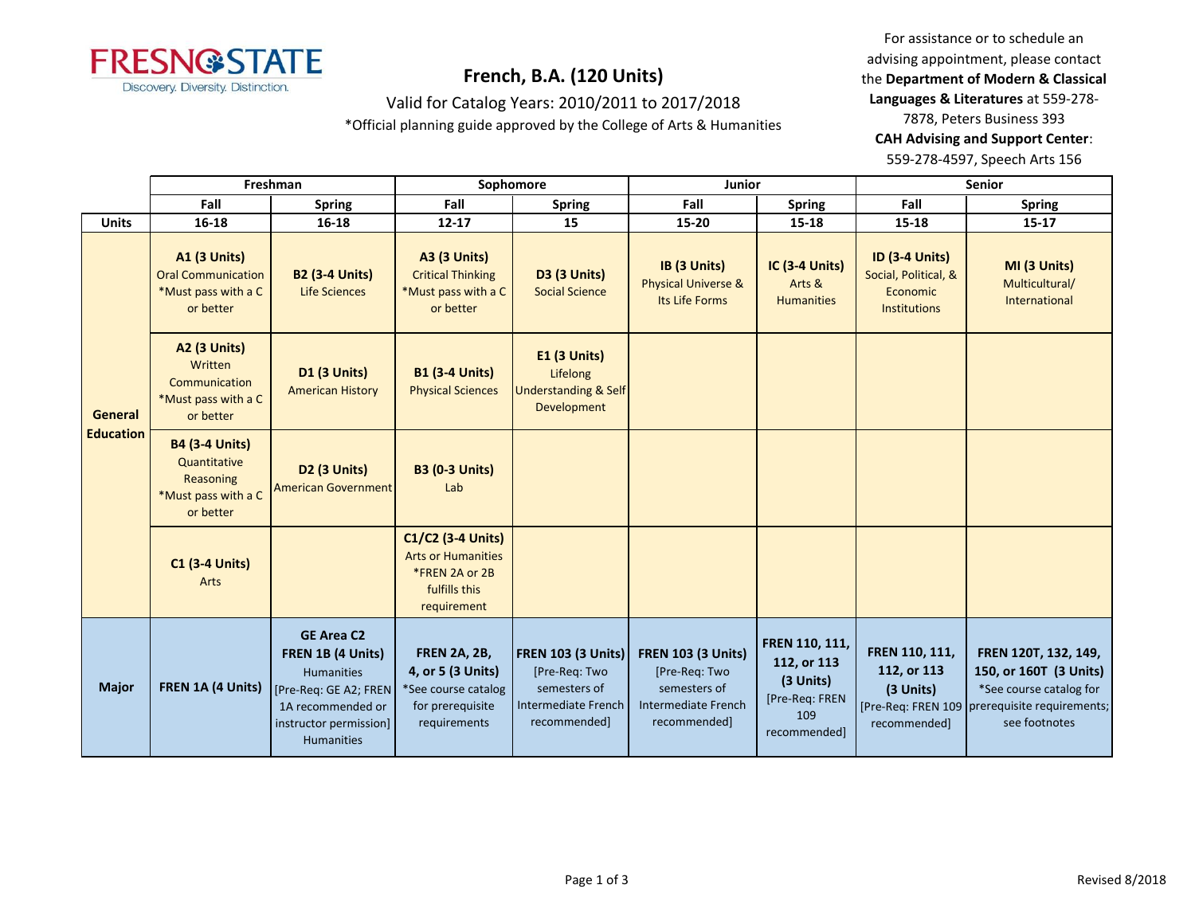FRESNO STATE
Discovery. Diversity. Distinction.

# French, B.A. (120 Units)

Valid for Catalog Years: 2010/2011 to 2017/2018

*Official planning guide approved by the College of Arts & Humanities

For assistance or to schedule an advising appointment, please contact the **Department of Modern & Classical Languages & Literatures** at 559-278-7878, Peters Business 393

**CAH Advising and Support Center**: 559-278-4597, Speech Arts 156

| | Freshman | | Sophomore | | Junior | | Senior | |
|---|---|---|---|---|---|---|---|---|
| | **Fall** | **Spring** | **Fall** | **Spring** | **Fall** | **Spring** | **Fall** | **Spring** |
| **Units** | **16-18** | **16-18** | **12-17** | **15** | **15-20** | **15-18** | **15-18** | **15-17** |
| **General Education** | **A1 (3 Units)** Oral Communication *Must pass with a C or better | **B2 (3-4 Units)** Life Sciences | **A3 (3 Units)** Critical Thinking *Must pass with a C or better | **D3 (3 Units)** Social Science | **IB (3 Units)** Physical Universe & Its Life Forms | **IC (3-4 Units)** Arts & Humanities | **ID (3-4 Units)** Social, Political, & Economic Institutions | **MI (3 Units)** Multicultural/ International |
| | **A2 (3 Units)** Written Communication *Must pass with a C or better | **D1 (3 Units)** American History | **B1 (3-4 Units)** Physical Sciences | **E1 (3 Units)** Lifelong Understanding & Self Development | | | | |
| | **B4 (3-4 Units)** Quantitative Reasoning *Must pass with a C or better | **D2 (3 Units)** American Government | **B3 (0-3 Units)** Lab | | | | | |
| | **C1 (3-4 Units)** Arts | | **C1/C2 (3-4 Units)** Arts or Humanities *FREN 2A or 2B fulfills this requirement | | | | | |
| **Major** | **FREN 1A (4 Units)** | **GE Area C2 FREN 1B (4 Units)** Humanities [Pre-Req: GE A2; FREN 1A recommended or instructor permission] Humanities | **FREN 2A, 2B, 4, or 5 (3 Units)** *See course catalog for prerequisite requirements | **FREN 103 (3 Units)** [Pre-Req: Two semesters of Intermediate French recommended] | **FREN 103 (3 Units)** [Pre-Req: Two semesters of Intermediate French recommended] | **FREN 110, 111, 112, or 113 (3 Units)** [Pre-Req: FREN 109 recommended] | **FREN 110, 111, 112, or 113 (3 Units)** [Pre-Req: FREN 109 recommended] | **FREN 120T, 132, 149, 150, or 160T (3 Units)** *See course catalog for prerequisite requirements; see footnotes |

Revised 8/2018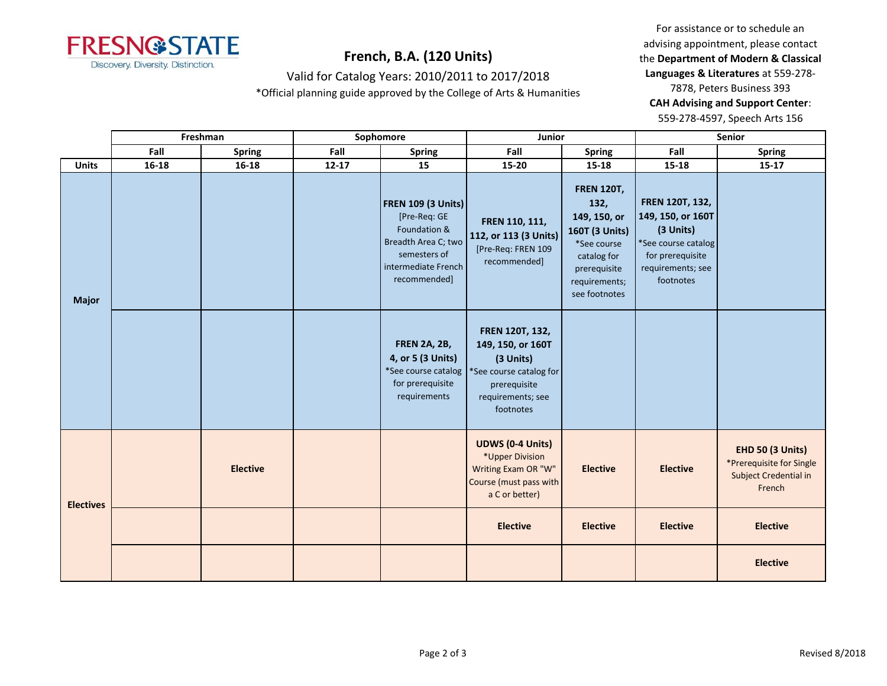# French, B.A. (120 Units)

Valid for Catalog Years: 2010/2011 to 2017/2018

*Official planning guide approved by the College of Arts & Humanities

For assistance or to schedule an advising appointment, please contact the **Department of Modern & Classical Languages & Literatures** at 559-278-7878, Peters Business 393

**CAH Advising and Support Center**: 559-278-4597, Speech Arts 156

| | **Freshman** | | **Sophomore** | | **Junior** | | **Senior** | |
|---|---|---|---|---|---|---|---|---|
| | **Fall** | **Spring** | **Fall** | **Spring** | **Fall** | **Spring** | **Fall** | **Spring** |
| **Units** | **16-18** | **16-18** | **12-17** | **15** | **15-20** | **15-18** | **15-18** | **15-17** |
| **Major** | | | | **FREN 109 (3 Units)** [Pre-Req: GE Foundation & Breadth Area C; two semesters of intermediate French recommended] | **FREN 110, 111, 112, or 113 (3 Units)** [Pre-Req: FREN 109 recommended] | **FREN 120T, 132, 149, 150, or 160T (3 Units)** *See course catalog for prerequisite requirements; see footnotes | **FREN 120T, 132, 149, 150, or 160T (3 Units)** *See course catalog for prerequisite requirements; see footnotes | |
| | | | | **FREN 2A, 2B, 4, or 5 (3 Units)** *See course catalog for prerequisite requirements | **FREN 120T, 132, 149, 150, or 160T (3 Units)** *See course catalog for prerequisite requirements; see footnotes | | | |
| **Electives** | | **Elective** | | | **UDWS (0-4 Units)** *Upper Division Writing Exam OR "W" Course (must pass with a C or better) | **Elective** | **Elective** | **EHD 50 (3 Units)** *Prerequisite for Single Subject Credential in French |
| | | | | | **Elective** | **Elective** | **Elective** | **Elective** |
| | | | | | | | | **Elective** |

Revised 8/2018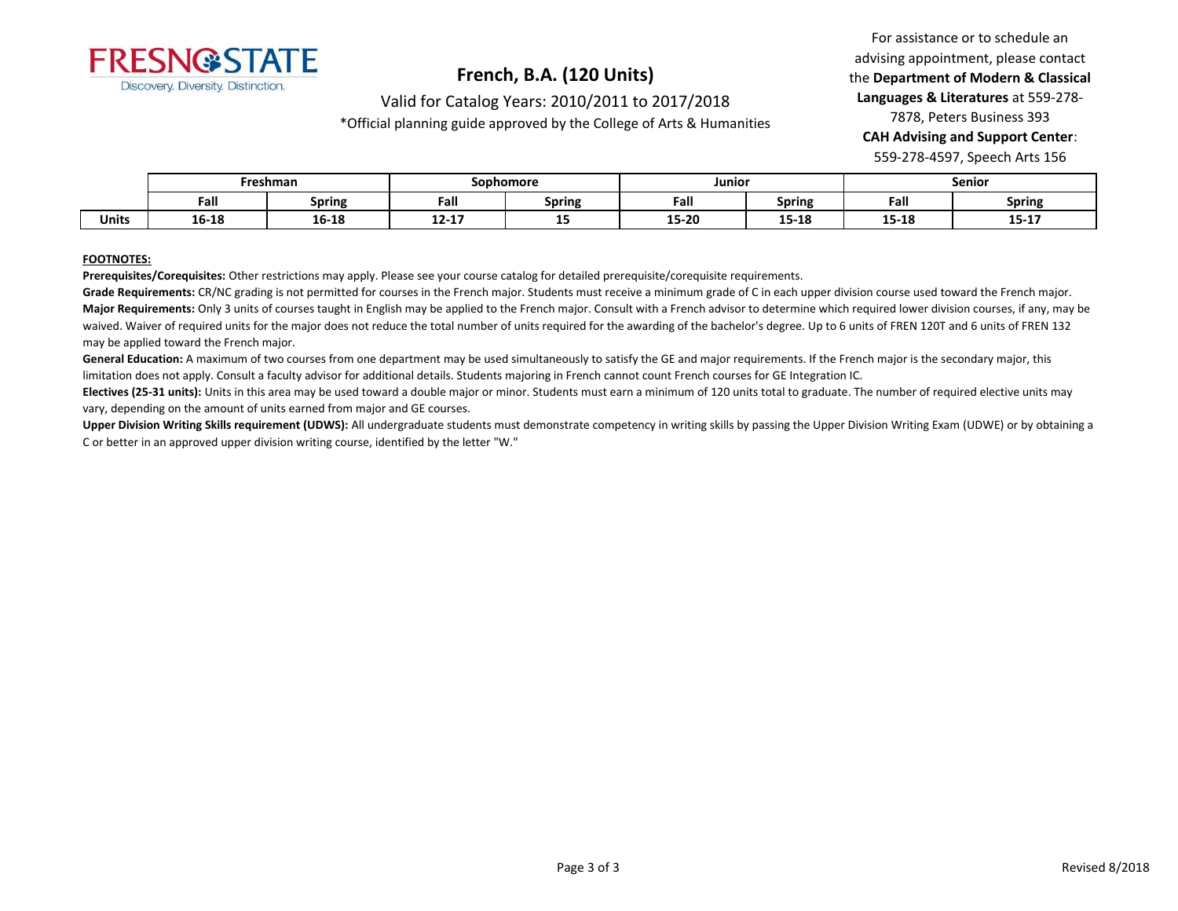# French, B.A. (120 Units)

Valid for Catalog Years: 2010/2011 to 2017/2018

*Official planning guide approved by the College of Arts & Humanities

For assistance or to schedule an advising appointment, please contact the **Department of Modern & Classical Languages & Literatures** at 559-278-7878, Peters Business 393

**CAH Advising and Support Center**: 559-278-4597, Speech Arts 156

| | Freshman | | Sophomore | | Junior | | Senior | |
|---|---|---|---|---|---|---|---|---|
| | Fall | Spring | Fall | Spring | Fall | Spring | Fall | Spring |
| Units | 16-18 | 16-18 | 12-17 | 15 | 15-20 | 15-18 | 15-18 | 15-17 |

**FOOTNOTES:**

**Prerequisites/Corequisites:** Other restrictions may apply. Please see your course catalog for detailed prerequisite/corequisite requirements.

**Grade Requirements:** CR/NC grading is not permitted for courses in the French major. Students must receive a minimum grade of C in each upper division course used toward the French major.

**Major Requirements:** Only 3 units of courses taught in English may be applied to the French major. Consult with a French advisor to determine which required lower division courses, if any, may be waived. Waiver of required units for the major does not reduce the total number of units required for the awarding of the bachelor's degree. Up to 6 units of FREN 120T and 6 units of FREN 132 may be applied toward the French major.

**General Education:** A maximum of two courses from one department may be used simultaneously to satisfy the GE and major requirements. If the French major is the secondary major, this limitation does not apply. Consult a faculty advisor for additional details. Students majoring in French cannot count French courses for GE Integration IC.

**Electives (25-31 units):** Units in this area may be used toward a double major or minor. Students must earn a minimum of 120 units total to graduate. The number of required elective units may vary, depending on the amount of units earned from major and GE courses.

**Upper Division Writing Skills requirement (UDWS):** All undergraduate students must demonstrate competency in writing skills by passing the Upper Division Writing Exam (UDWE) or by obtaining a C or better in an approved upper division writing course, identified by the letter "W."

Revised 8/2018